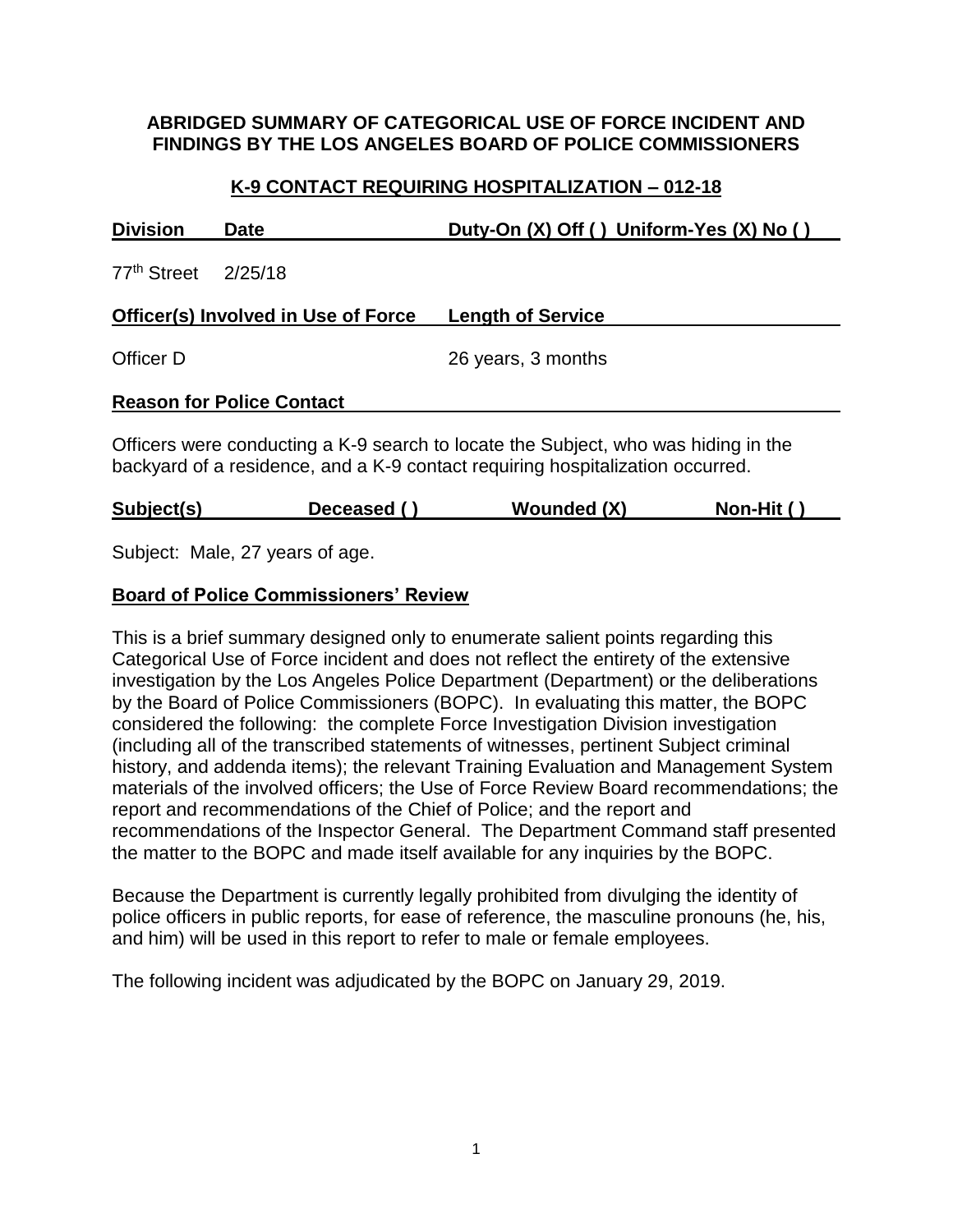# ABRIDGED SUMMARY OF CATEGORICAL USE OF FORCE INCIDENT AND FINDINGS BY THE LOS ANGELES BOARD OF POLICE COMMISSIONERS

## K-9 CONTACT REQUIRING HOSPITALIZATION – 012-18

| Division | Date | Duty-On (X) Off ( ) Uniform-Yes (X) No ( ) |
|---|---|---|
| 77th Street | 2/25/18 | |

| Officer(s) Involved in Use of Force | Length of Service |
|---|---|
| Officer D | 26 years, 3 months |

**Reason for Police Contact**

Officers were conducting a K-9 search to locate the Subject, who was hiding in the backyard of a residence, and a K-9 contact requiring hospitalization occurred.

| Subject(s) | Deceased ( ) | Wounded (X) | Non-Hit ( ) |
|---|---|---|---|

Subject: Male, 27 years of age.

**Board of Police Commissioners' Review**

This is a brief summary designed only to enumerate salient points regarding this Categorical Use of Force incident and does not reflect the entirety of the extensive investigation by the Los Angeles Police Department (Department) or the deliberations by the Board of Police Commissioners (BOPC). In evaluating this matter, the BOPC considered the following: the complete Force Investigation Division investigation (including all of the transcribed statements of witnesses, pertinent Subject criminal history, and addenda items); the relevant Training Evaluation and Management System materials of the involved officers; the Use of Force Review Board recommendations; the report and recommendations of the Chief of Police; and the report and recommendations of the Inspector General. The Department Command staff presented the matter to the BOPC and made itself available for any inquiries by the BOPC.

Because the Department is currently legally prohibited from divulging the identity of police officers in public reports, for ease of reference, the masculine pronouns (he, his, and him) will be used in this report to refer to male or female employees.

The following incident was adjudicated by the BOPC on January 29, 2019.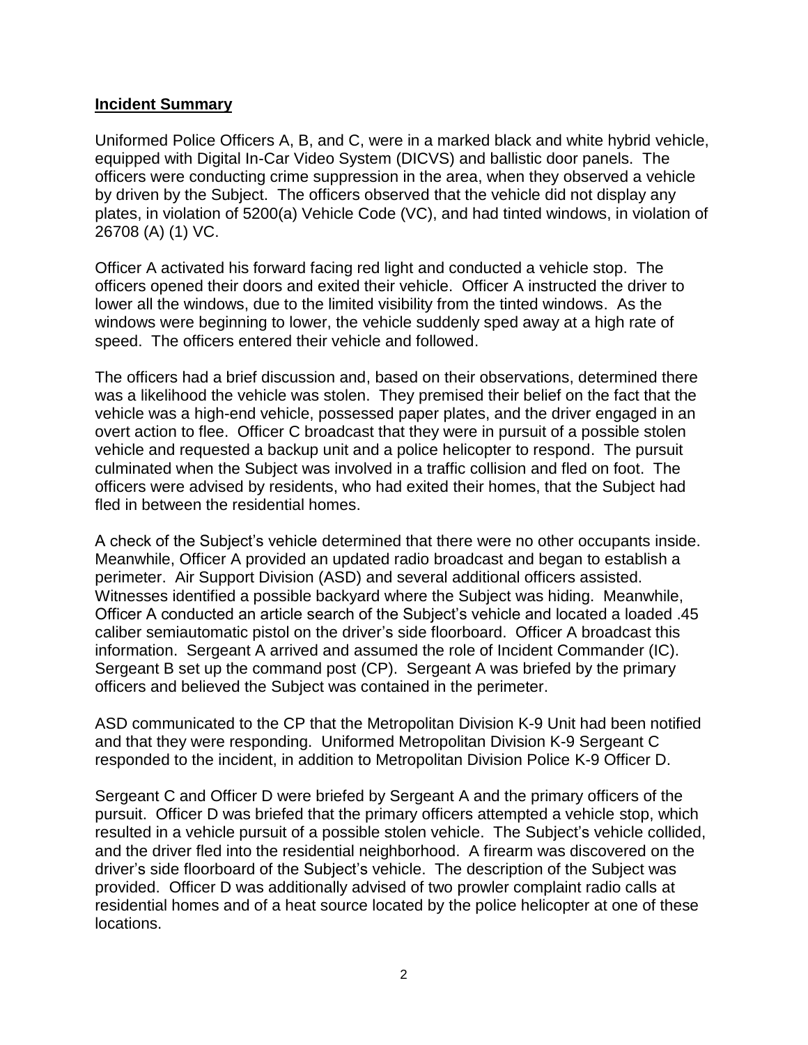**Incident Summary**

Uniformed Police Officers A, B, and C, were in a marked black and white hybrid vehicle, equipped with Digital In-Car Video System (DICVS) and ballistic door panels. The officers were conducting crime suppression in the area, when they observed a vehicle by driven by the Subject. The officers observed that the vehicle did not display any plates, in violation of 5200(a) Vehicle Code (VC), and had tinted windows, in violation of 26708 (A) (1) VC.

Officer A activated his forward facing red light and conducted a vehicle stop. The officers opened their doors and exited their vehicle. Officer A instructed the driver to lower all the windows, due to the limited visibility from the tinted windows. As the windows were beginning to lower, the vehicle suddenly sped away at a high rate of speed. The officers entered their vehicle and followed.

The officers had a brief discussion and, based on their observations, determined there was a likelihood the vehicle was stolen. They premised their belief on the fact that the vehicle was a high-end vehicle, possessed paper plates, and the driver engaged in an overt action to flee. Officer C broadcast that they were in pursuit of a possible stolen vehicle and requested a backup unit and a police helicopter to respond. The pursuit culminated when the Subject was involved in a traffic collision and fled on foot. The officers were advised by residents, who had exited their homes, that the Subject had fled in between the residential homes.

A check of the Subject's vehicle determined that there were no other occupants inside. Meanwhile, Officer A provided an updated radio broadcast and began to establish a perimeter. Air Support Division (ASD) and several additional officers assisted. Witnesses identified a possible backyard where the Subject was hiding. Meanwhile, Officer A conducted an article search of the Subject's vehicle and located a loaded .45 caliber semiautomatic pistol on the driver's side floorboard. Officer A broadcast this information. Sergeant A arrived and assumed the role of Incident Commander (IC). Sergeant B set up the command post (CP). Sergeant A was briefed by the primary officers and believed the Subject was contained in the perimeter.

ASD communicated to the CP that the Metropolitan Division K-9 Unit had been notified and that they were responding. Uniformed Metropolitan Division K-9 Sergeant C responded to the incident, in addition to Metropolitan Division Police K-9 Officer D.

Sergeant C and Officer D were briefed by Sergeant A and the primary officers of the pursuit. Officer D was briefed that the primary officers attempted a vehicle stop, which resulted in a vehicle pursuit of a possible stolen vehicle. The Subject's vehicle collided, and the driver fled into the residential neighborhood. A firearm was discovered on the driver's side floorboard of the Subject's vehicle. The description of the Subject was provided. Officer D was additionally advised of two prowler complaint radio calls at residential homes and of a heat source located by the police helicopter at one of these locations.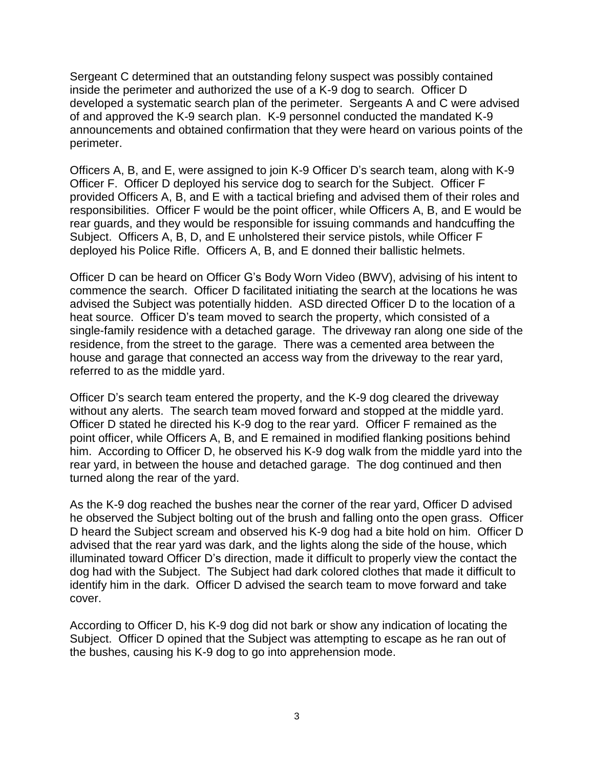Sergeant C determined that an outstanding felony suspect was possibly contained inside the perimeter and authorized the use of a K-9 dog to search. Officer D developed a systematic search plan of the perimeter. Sergeants A and C were advised of and approved the K-9 search plan. K-9 personnel conducted the mandated K-9 announcements and obtained confirmation that they were heard on various points of the perimeter.

Officers A, B, and E, were assigned to join K-9 Officer D's search team, along with K-9 Officer F. Officer D deployed his service dog to search for the Subject. Officer F provided Officers A, B, and E with a tactical briefing and advised them of their roles and responsibilities. Officer F would be the point officer, while Officers A, B, and E would be rear guards, and they would be responsible for issuing commands and handcuffing the Subject. Officers A, B, D, and E unholstered their service pistols, while Officer F deployed his Police Rifle. Officers A, B, and E donned their ballistic helmets.

Officer D can be heard on Officer G's Body Worn Video (BWV), advising of his intent to commence the search. Officer D facilitated initiating the search at the locations he was advised the Subject was potentially hidden. ASD directed Officer D to the location of a heat source. Officer D's team moved to search the property, which consisted of a single-family residence with a detached garage. The driveway ran along one side of the residence, from the street to the garage. There was a cemented area between the house and garage that connected an access way from the driveway to the rear yard, referred to as the middle yard.

Officer D's search team entered the property, and the K-9 dog cleared the driveway without any alerts. The search team moved forward and stopped at the middle yard. Officer D stated he directed his K-9 dog to the rear yard. Officer F remained as the point officer, while Officers A, B, and E remained in modified flanking positions behind him. According to Officer D, he observed his K-9 dog walk from the middle yard into the rear yard, in between the house and detached garage. The dog continued and then turned along the rear of the yard.

As the K-9 dog reached the bushes near the corner of the rear yard, Officer D advised he observed the Subject bolting out of the brush and falling onto the open grass. Officer D heard the Subject scream and observed his K-9 dog had a bite hold on him. Officer D advised that the rear yard was dark, and the lights along the side of the house, which illuminated toward Officer D's direction, made it difficult to properly view the contact the dog had with the Subject. The Subject had dark colored clothes that made it difficult to identify him in the dark. Officer D advised the search team to move forward and take cover.

According to Officer D, his K-9 dog did not bark or show any indication of locating the Subject. Officer D opined that the Subject was attempting to escape as he ran out of the bushes, causing his K-9 dog to go into apprehension mode.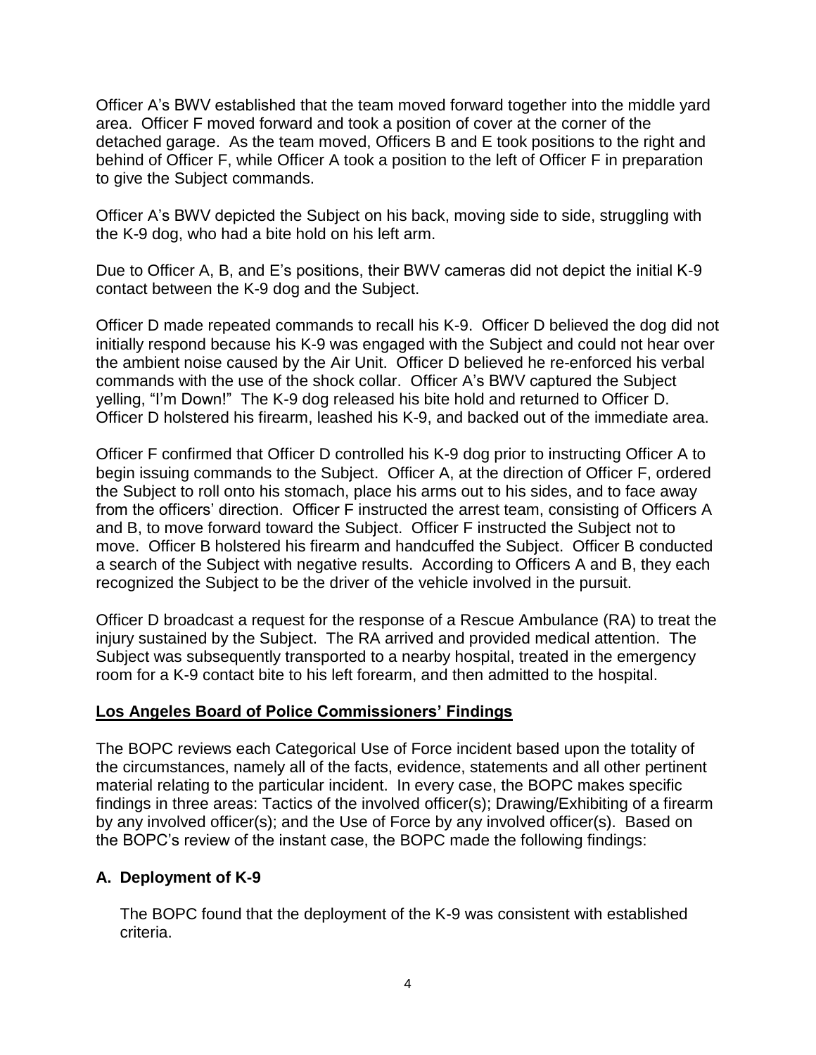Officer A's BWV established that the team moved forward together into the middle yard area. Officer F moved forward and took a position of cover at the corner of the detached garage. As the team moved, Officers B and E took positions to the right and behind of Officer F, while Officer A took a position to the left of Officer F in preparation to give the Subject commands.

Officer A's BWV depicted the Subject on his back, moving side to side, struggling with the K-9 dog, who had a bite hold on his left arm.

Due to Officer A, B, and E's positions, their BWV cameras did not depict the initial K-9 contact between the K-9 dog and the Subject.

Officer D made repeated commands to recall his K-9. Officer D believed the dog did not initially respond because his K-9 was engaged with the Subject and could not hear over the ambient noise caused by the Air Unit. Officer D believed he re-enforced his verbal commands with the use of the shock collar. Officer A's BWV captured the Subject yelling, "I'm Down!" The K-9 dog released his bite hold and returned to Officer D. Officer D holstered his firearm, leashed his K-9, and backed out of the immediate area.

Officer F confirmed that Officer D controlled his K-9 dog prior to instructing Officer A to begin issuing commands to the Subject. Officer A, at the direction of Officer F, ordered the Subject to roll onto his stomach, place his arms out to his sides, and to face away from the officers' direction. Officer F instructed the arrest team, consisting of Officers A and B, to move forward toward the Subject. Officer F instructed the Subject not to move. Officer B holstered his firearm and handcuffed the Subject. Officer B conducted a search of the Subject with negative results. According to Officers A and B, they each recognized the Subject to be the driver of the vehicle involved in the pursuit.

Officer D broadcast a request for the response of a Rescue Ambulance (RA) to treat the injury sustained by the Subject. The RA arrived and provided medical attention. The Subject was subsequently transported to a nearby hospital, treated in the emergency room for a K-9 contact bite to his left forearm, and then admitted to the hospital.

## Los Angeles Board of Police Commissioners' Findings

The BOPC reviews each Categorical Use of Force incident based upon the totality of the circumstances, namely all of the facts, evidence, statements and all other pertinent material relating to the particular incident. In every case, the BOPC makes specific findings in three areas: Tactics of the involved officer(s); Drawing/Exhibiting of a firearm by any involved officer(s); and the Use of Force by any involved officer(s). Based on the BOPC's review of the instant case, the BOPC made the following findings:

### A. Deployment of K-9

The BOPC found that the deployment of the K-9 was consistent with established criteria.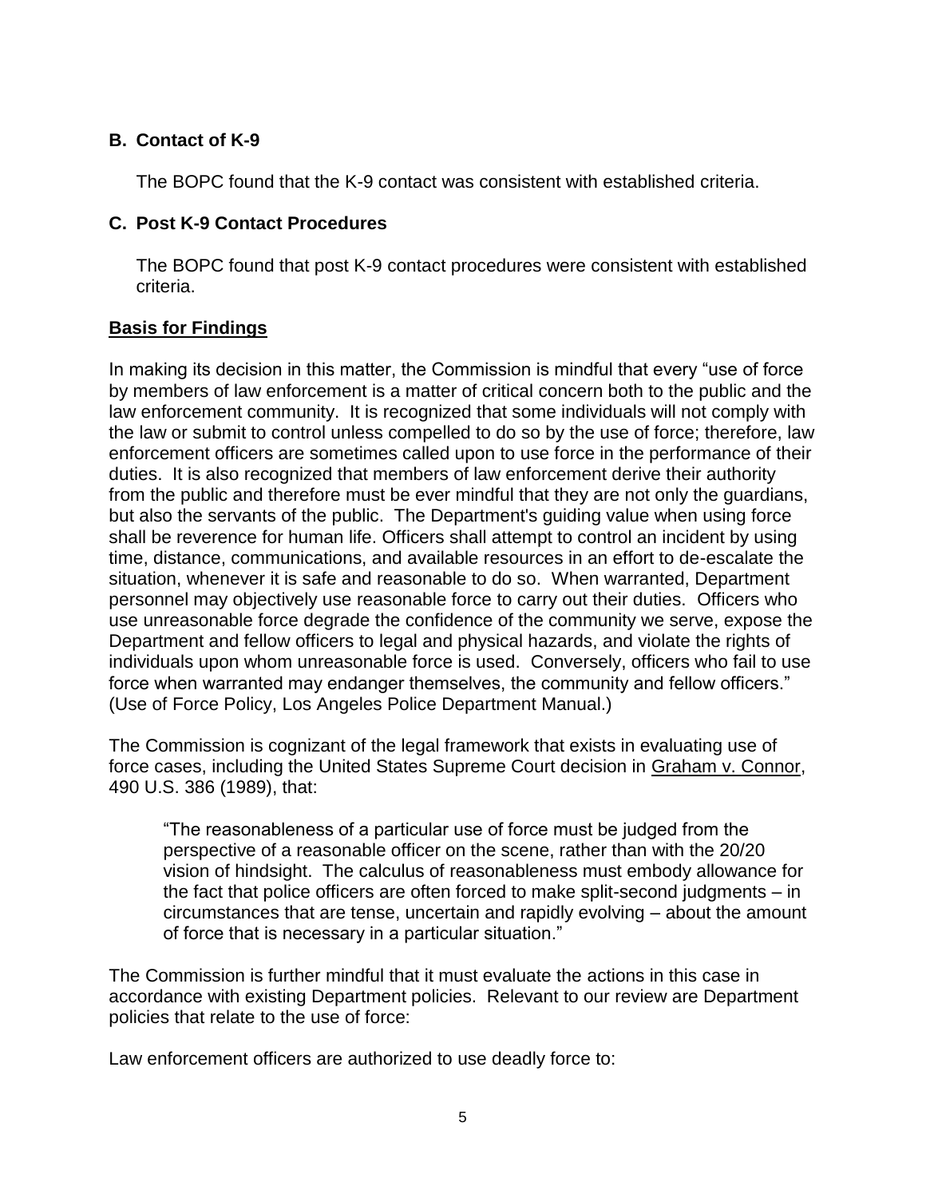### B. Contact of K-9

The BOPC found that the K-9 contact was consistent with established criteria.

### C. Post K-9 Contact Procedures

The BOPC found that post K-9 contact procedures were consistent with established criteria.

## Basis for Findings

In making its decision in this matter, the Commission is mindful that every "use of force by members of law enforcement is a matter of critical concern both to the public and the law enforcement community. It is recognized that some individuals will not comply with the law or submit to control unless compelled to do so by the use of force; therefore, law enforcement officers are sometimes called upon to use force in the performance of their duties. It is also recognized that members of law enforcement derive their authority from the public and therefore must be ever mindful that they are not only the guardians, but also the servants of the public. The Department's guiding value when using force shall be reverence for human life. Officers shall attempt to control an incident by using time, distance, communications, and available resources in an effort to de-escalate the situation, whenever it is safe and reasonable to do so. When warranted, Department personnel may objectively use reasonable force to carry out their duties. Officers who use unreasonable force degrade the confidence of the community we serve, expose the Department and fellow officers to legal and physical hazards, and violate the rights of individuals upon whom unreasonable force is used. Conversely, officers who fail to use force when warranted may endanger themselves, the community and fellow officers." (Use of Force Policy, Los Angeles Police Department Manual.)

The Commission is cognizant of the legal framework that exists in evaluating use of force cases, including the United States Supreme Court decision in Graham v. Connor, 490 U.S. 386 (1989), that:

> "The reasonableness of a particular use of force must be judged from the perspective of a reasonable officer on the scene, rather than with the 20/20 vision of hindsight. The calculus of reasonableness must embody allowance for the fact that police officers are often forced to make split-second judgments – in circumstances that are tense, uncertain and rapidly evolving – about the amount of force that is necessary in a particular situation."

The Commission is further mindful that it must evaluate the actions in this case in accordance with existing Department policies. Relevant to our review are Department policies that relate to the use of force:

Law enforcement officers are authorized to use deadly force to: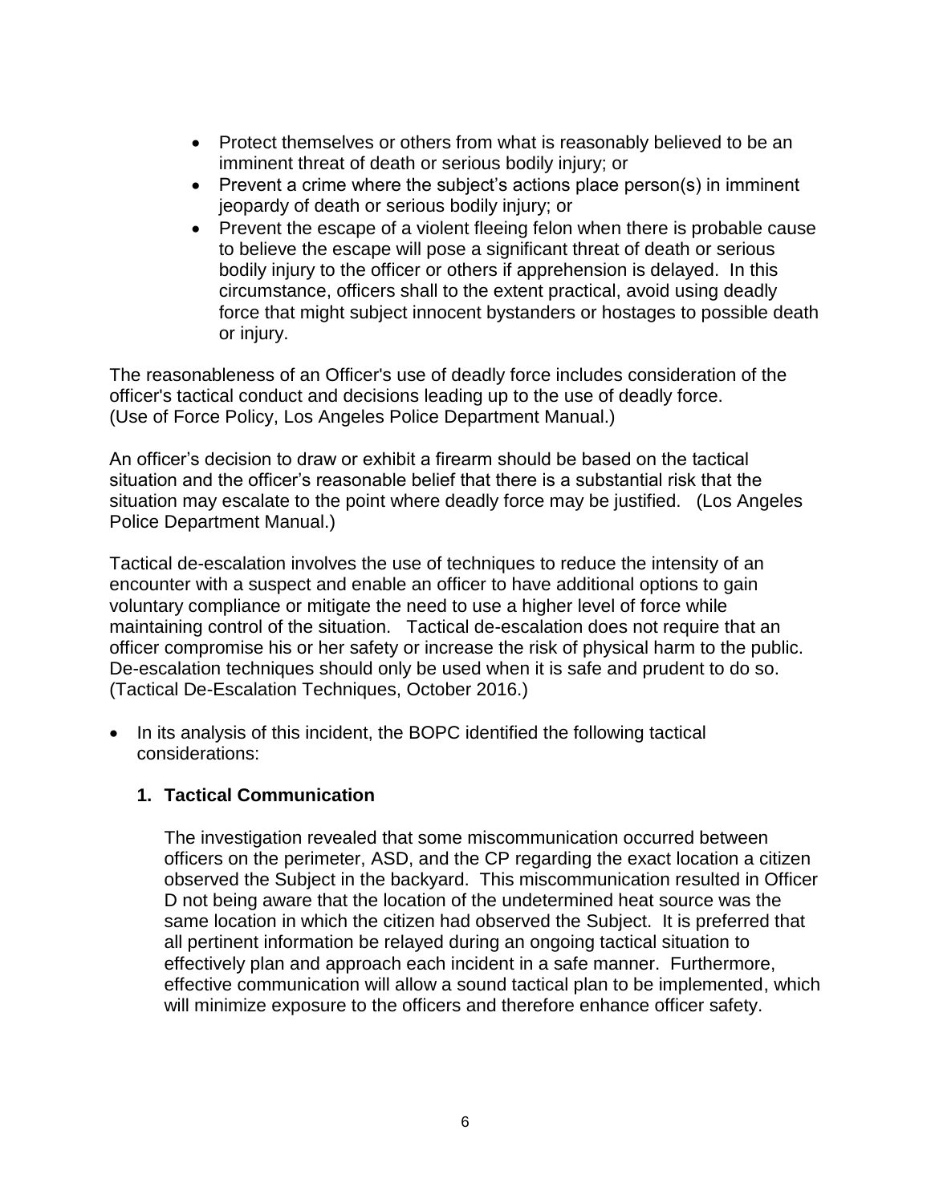- Protect themselves or others from what is reasonably believed to be an imminent threat of death or serious bodily injury; or
- Prevent a crime where the subject's actions place person(s) in imminent jeopardy of death or serious bodily injury; or
- Prevent the escape of a violent fleeing felon when there is probable cause to believe the escape will pose a significant threat of death or serious bodily injury to the officer or others if apprehension is delayed. In this circumstance, officers shall to the extent practical, avoid using deadly force that might subject innocent bystanders or hostages to possible death or injury.

The reasonableness of an Officer's use of deadly force includes consideration of the officer's tactical conduct and decisions leading up to the use of deadly force. (Use of Force Policy, Los Angeles Police Department Manual.)

An officer's decision to draw or exhibit a firearm should be based on the tactical situation and the officer's reasonable belief that there is a substantial risk that the situation may escalate to the point where deadly force may be justified. (Los Angeles Police Department Manual.)

Tactical de-escalation involves the use of techniques to reduce the intensity of an encounter with a suspect and enable an officer to have additional options to gain voluntary compliance or mitigate the need to use a higher level of force while maintaining control of the situation. Tactical de-escalation does not require that an officer compromise his or her safety or increase the risk of physical harm to the public. De-escalation techniques should only be used when it is safe and prudent to do so. (Tactical De-Escalation Techniques, October 2016.)

- In its analysis of this incident, the BOPC identified the following tactical considerations:

  **1. Tactical Communication**

  The investigation revealed that some miscommunication occurred between officers on the perimeter, ASD, and the CP regarding the exact location a citizen observed the Subject in the backyard. This miscommunication resulted in Officer D not being aware that the location of the undetermined heat source was the same location in which the citizen had observed the Subject. It is preferred that all pertinent information be relayed during an ongoing tactical situation to effectively plan and approach each incident in a safe manner. Furthermore, effective communication will allow a sound tactical plan to be implemented, which will minimize exposure to the officers and therefore enhance officer safety.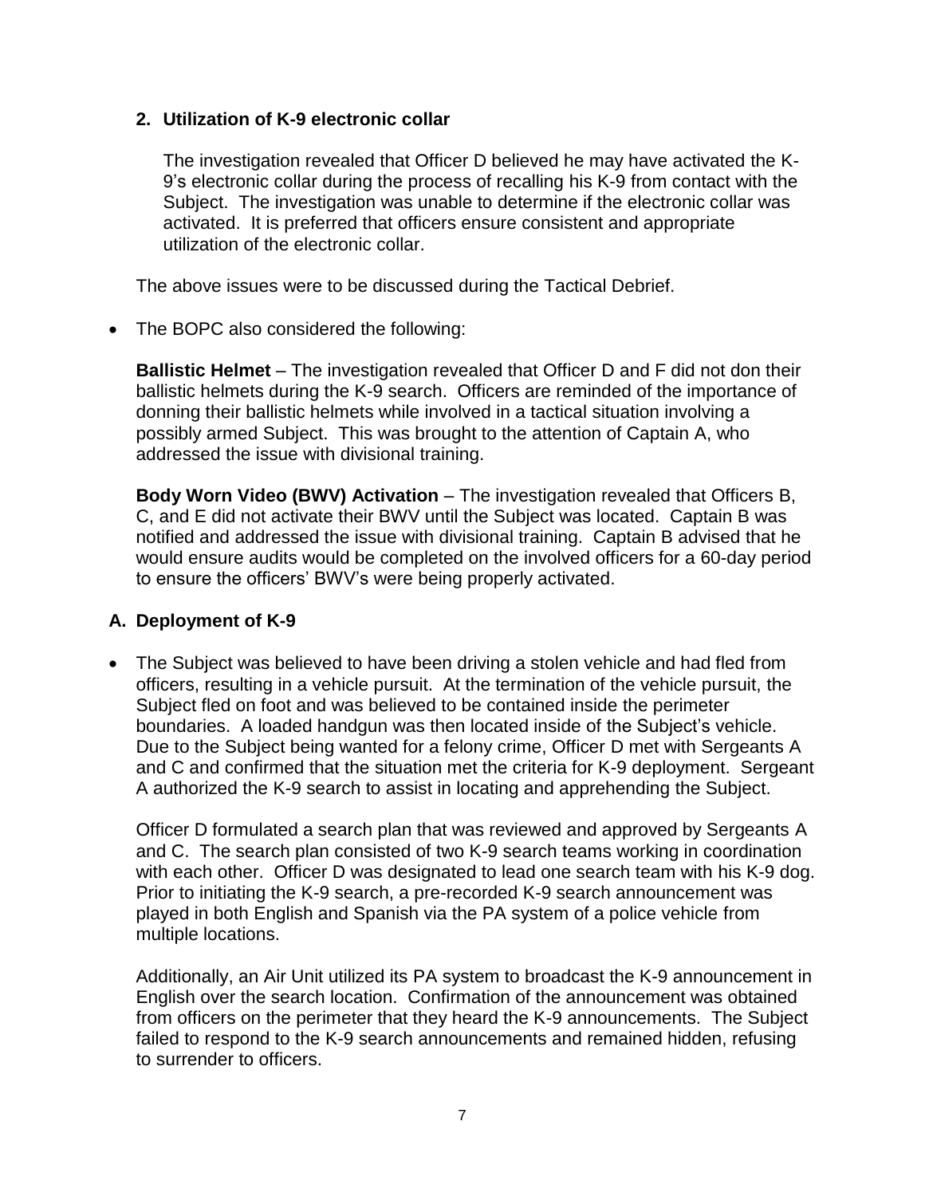**2. Utilization of K-9 electronic collar**

The investigation revealed that Officer D believed he may have activated the K-9's electronic collar during the process of recalling his K-9 from contact with the Subject. The investigation was unable to determine if the electronic collar was activated. It is preferred that officers ensure consistent and appropriate utilization of the electronic collar.

The above issues were to be discussed during the Tactical Debrief.

- The BOPC also considered the following:

  **Ballistic Helmet** – The investigation revealed that Officer D and F did not don their ballistic helmets during the K-9 search. Officers are reminded of the importance of donning their ballistic helmets while involved in a tactical situation involving a possibly armed Subject. This was brought to the attention of Captain A, who addressed the issue with divisional training.

  **Body Worn Video (BWV) Activation** – The investigation revealed that Officers B, C, and E did not activate their BWV until the Subject was located. Captain B was notified and addressed the issue with divisional training. Captain B advised that he would ensure audits would be completed on the involved officers for a 60-day period to ensure the officers' BWV's were being properly activated.

## A. Deployment of K-9

- The Subject was believed to have been driving a stolen vehicle and had fled from officers, resulting in a vehicle pursuit. At the termination of the vehicle pursuit, the Subject fled on foot and was believed to be contained inside the perimeter boundaries. A loaded handgun was then located inside of the Subject's vehicle. Due to the Subject being wanted for a felony crime, Officer D met with Sergeants A and C and confirmed that the situation met the criteria for K-9 deployment. Sergeant A authorized the K-9 search to assist in locating and apprehending the Subject.

  Officer D formulated a search plan that was reviewed and approved by Sergeants A and C. The search plan consisted of two K-9 search teams working in coordination with each other. Officer D was designated to lead one search team with his K-9 dog. Prior to initiating the K-9 search, a pre-recorded K-9 search announcement was played in both English and Spanish via the PA system of a police vehicle from multiple locations.

  Additionally, an Air Unit utilized its PA system to broadcast the K-9 announcement in English over the search location. Confirmation of the announcement was obtained from officers on the perimeter that they heard the K-9 announcements. The Subject failed to respond to the K-9 search announcements and remained hidden, refusing to surrender to officers.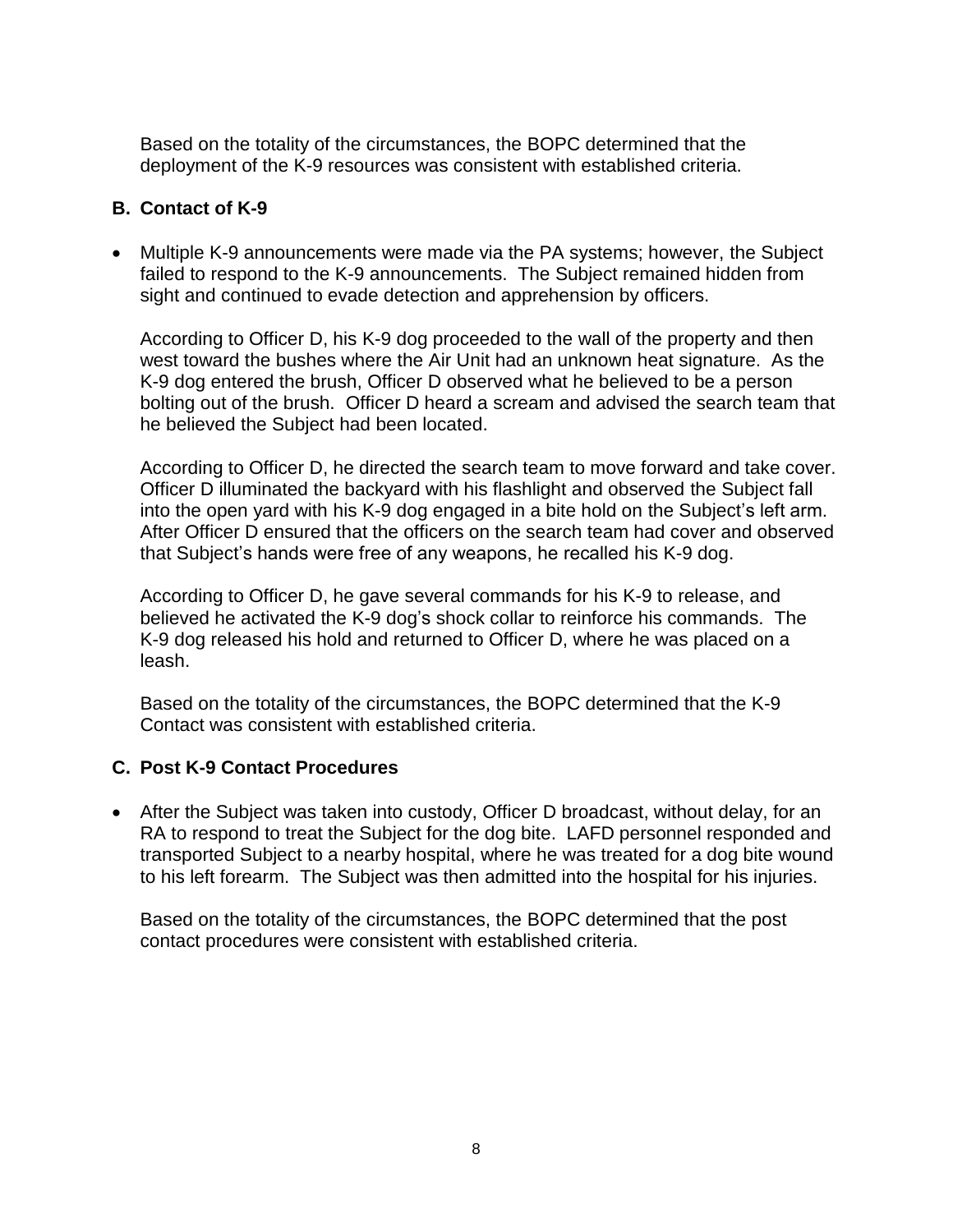Based on the totality of the circumstances, the BOPC determined that the deployment of the K-9 resources was consistent with established criteria.

### B. Contact of K-9

- Multiple K-9 announcements were made via the PA systems; however, the Subject failed to respond to the K-9 announcements. The Subject remained hidden from sight and continued to evade detection and apprehension by officers.

  According to Officer D, his K-9 dog proceeded to the wall of the property and then west toward the bushes where the Air Unit had an unknown heat signature. As the K-9 dog entered the brush, Officer D observed what he believed to be a person bolting out of the brush. Officer D heard a scream and advised the search team that he believed the Subject had been located.

  According to Officer D, he directed the search team to move forward and take cover. Officer D illuminated the backyard with his flashlight and observed the Subject fall into the open yard with his K-9 dog engaged in a bite hold on the Subject's left arm. After Officer D ensured that the officers on the search team had cover and observed that Subject's hands were free of any weapons, he recalled his K-9 dog.

  According to Officer D, he gave several commands for his K-9 to release, and believed he activated the K-9 dog's shock collar to reinforce his commands. The K-9 dog released his hold and returned to Officer D, where he was placed on a leash.

  Based on the totality of the circumstances, the BOPC determined that the K-9 Contact was consistent with established criteria.

### C. Post K-9 Contact Procedures

- After the Subject was taken into custody, Officer D broadcast, without delay, for an RA to respond to treat the Subject for the dog bite. LAFD personnel responded and transported Subject to a nearby hospital, where he was treated for a dog bite wound to his left forearm. The Subject was then admitted into the hospital for his injuries.

  Based on the totality of the circumstances, the BOPC determined that the post contact procedures were consistent with established criteria.